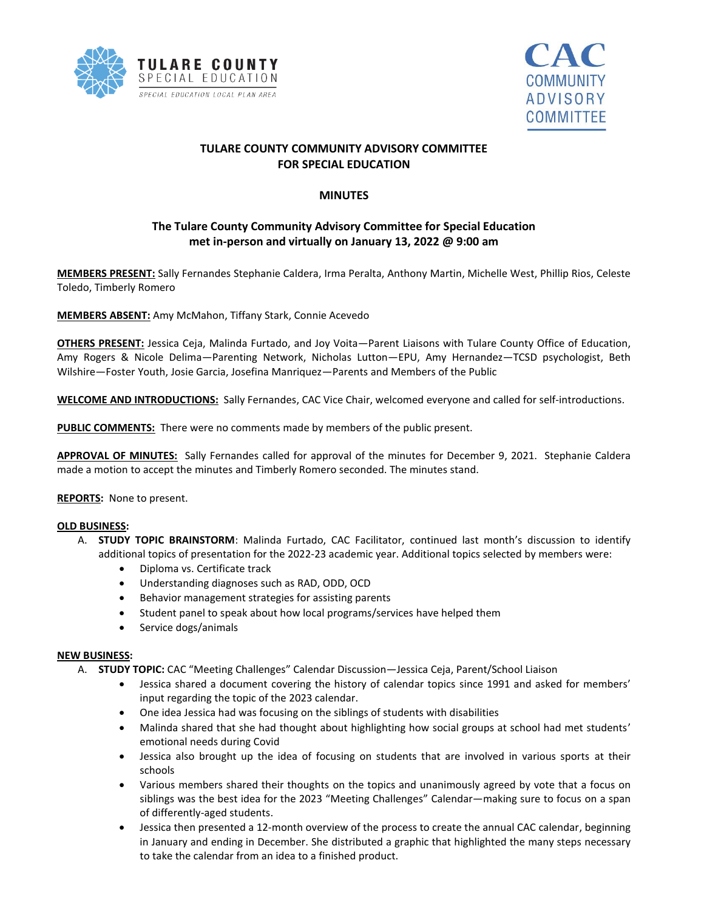TULARE COUNTY SPECIAL EDUCATION
SPECIAL EDUCATION LOCAL PLAN AREA

CAC COMMUNITY ADVISORY COMMITTEE

# TULARE COUNTY COMMUNITY ADVISORY COMMITTEE FOR SPECIAL EDUCATION

## MINUTES

### The Tulare County Community Advisory Committee for Special Education met in-person and virtually on January 13, 2022 @ 9:00 am

**MEMBERS PRESENT:** Sally Fernandes Stephanie Caldera, Irma Peralta, Anthony Martin, Michelle West, Phillip Rios, Celeste Toledo, Timberly Romero

**MEMBERS ABSENT:** Amy McMahon, Tiffany Stark, Connie Acevedo

**OTHERS PRESENT:** Jessica Ceja, Malinda Furtado, and Joy Voita—Parent Liaisons with Tulare County Office of Education, Amy Rogers & Nicole Delima—Parenting Network, Nicholas Lutton—EPU, Amy Hernandez—TCSD psychologist, Beth Wilshire—Foster Youth, Josie Garcia, Josefina Manriquez—Parents and Members of the Public

**WELCOME AND INTRODUCTIONS:** Sally Fernandes, CAC Vice Chair, welcomed everyone and called for self-introductions.

**PUBLIC COMMENTS:** There were no comments made by members of the public present.

**APPROVAL OF MINUTES:** Sally Fernandes called for approval of the minutes for December 9, 2021. Stephanie Caldera made a motion to accept the minutes and Timberly Romero seconded. The minutes stand.

**REPORTS:** None to present.

**OLD BUSINESS:**

A. **STUDY TOPIC BRAINSTORM**: Malinda Furtado, CAC Facilitator, continued last month's discussion to identify additional topics of presentation for the 2022-23 academic year. Additional topics selected by members were:
   - Diploma vs. Certificate track
   - Understanding diagnoses such as RAD, ODD, OCD
   - Behavior management strategies for assisting parents
   - Student panel to speak about how local programs/services have helped them
   - Service dogs/animals

**NEW BUSINESS:**

A. **STUDY TOPIC:** CAC "Meeting Challenges" Calendar Discussion—Jessica Ceja, Parent/School Liaison
   - Jessica shared a document covering the history of calendar topics since 1991 and asked for members' input regarding the topic of the 2023 calendar.
   - One idea Jessica had was focusing on the siblings of students with disabilities
   - Malinda shared that she had thought about highlighting how social groups at school had met students' emotional needs during Covid
   - Jessica also brought up the idea of focusing on students that are involved in various sports at their schools
   - Various members shared their thoughts on the topics and unanimously agreed by vote that a focus on siblings was the best idea for the 2023 "Meeting Challenges" Calendar—making sure to focus on a span of differently-aged students.
   - Jessica then presented a 12-month overview of the process to create the annual CAC calendar, beginning in January and ending in December. She distributed a graphic that highlighted the many steps necessary to take the calendar from an idea to a finished product.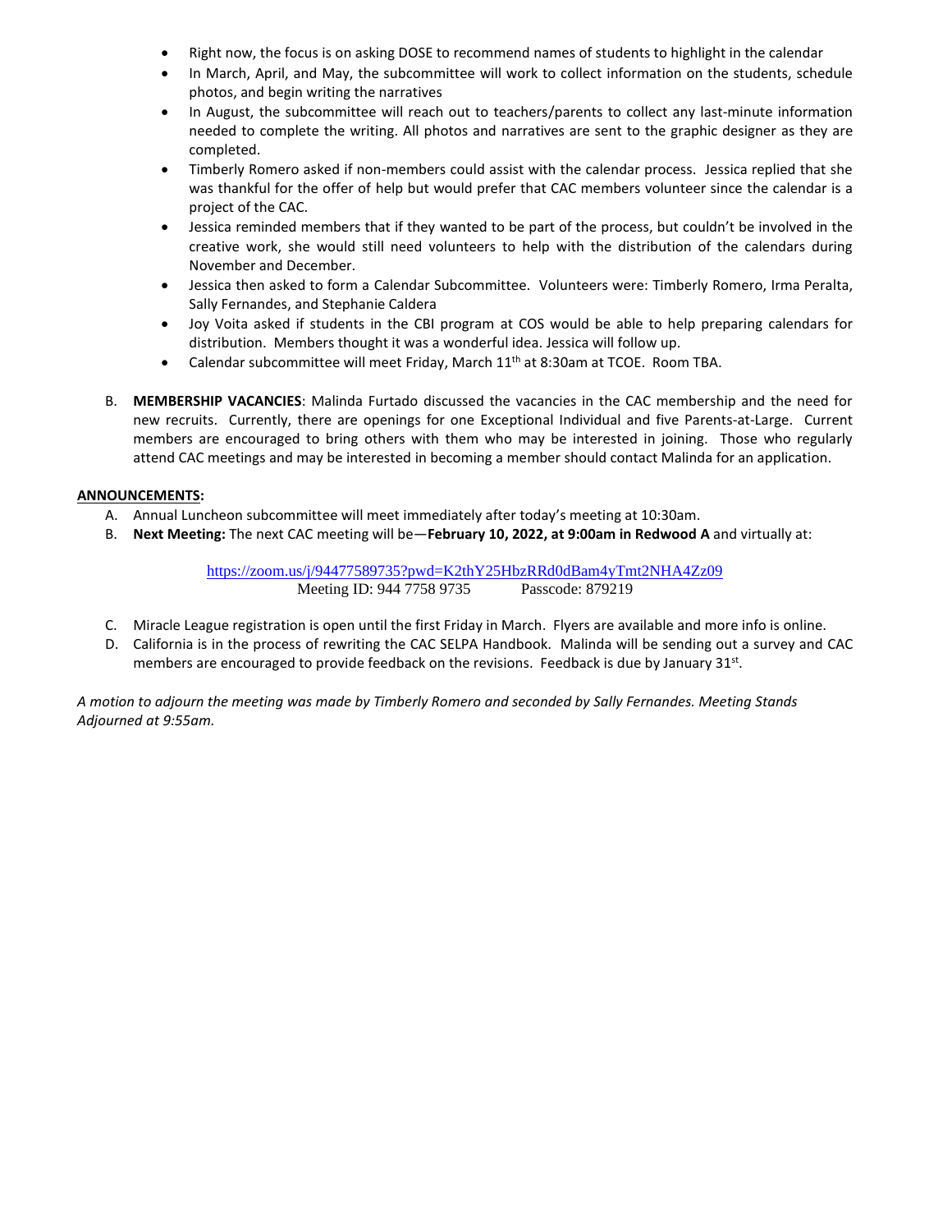- Right now, the focus is on asking DOSE to recommend names of students to highlight in the calendar
- In March, April, and May, the subcommittee will work to collect information on the students, schedule photos, and begin writing the narratives
- In August, the subcommittee will reach out to teachers/parents to collect any last-minute information needed to complete the writing. All photos and narratives are sent to the graphic designer as they are completed.
- Timberly Romero asked if non-members could assist with the calendar process. Jessica replied that she was thankful for the offer of help but would prefer that CAC members volunteer since the calendar is a project of the CAC.
- Jessica reminded members that if they wanted to be part of the process, but couldn't be involved in the creative work, she would still need volunteers to help with the distribution of the calendars during November and December.
- Jessica then asked to form a Calendar Subcommittee. Volunteers were: Timberly Romero, Irma Peralta, Sally Fernandes, and Stephanie Caldera
- Joy Voita asked if students in the CBI program at COS would be able to help preparing calendars for distribution. Members thought it was a wonderful idea. Jessica will follow up.
- Calendar subcommittee will meet Friday, March 11th at 8:30am at TCOE. Room TBA.

B. **MEMBERSHIP VACANCIES**: Malinda Furtado discussed the vacancies in the CAC membership and the need for new recruits. Currently, there are openings for one Exceptional Individual and five Parents-at-Large. Current members are encouraged to bring others with them who may be interested in joining. Those who regularly attend CAC meetings and may be interested in becoming a member should contact Malinda for an application.

**ANNOUNCEMENTS:**

A. Annual Luncheon subcommittee will meet immediately after today's meeting at 10:30am.

B. **Next Meeting:** The next CAC meeting will be—**February 10, 2022, at 9:00am in Redwood A** and virtually at:

https://zoom.us/j/94477589735?pwd=K2thY25HbzRRd0dBam4yTmt2NHA4Zz09
Meeting ID: 944 7758 9735 Passcode: 879219

C. Miracle League registration is open until the first Friday in March. Flyers are available and more info is online.

D. California is in the process of rewriting the CAC SELPA Handbook. Malinda will be sending out a survey and CAC members are encouraged to provide feedback on the revisions. Feedback is due by January 31st.

*A motion to adjourn the meeting was made by Timberly Romero and seconded by Sally Fernandes. Meeting Stands Adjourned at 9:55am.*